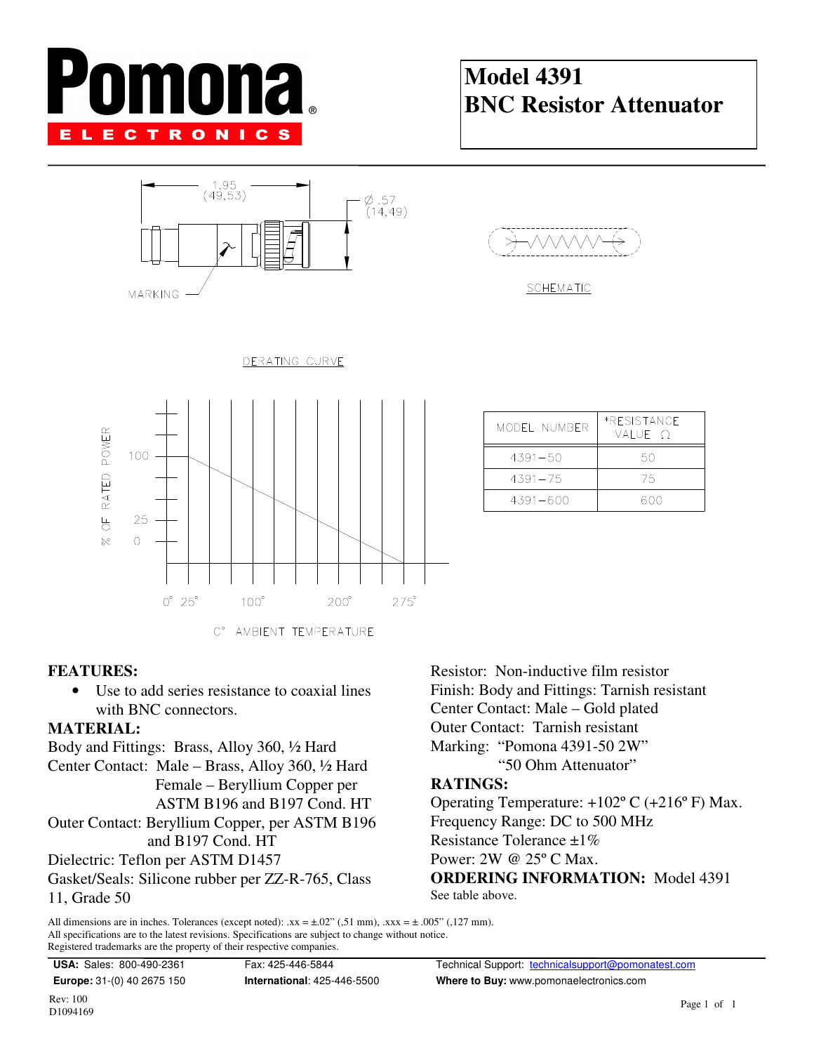# Model 4391
# BNC Resistor Attenuator

1.95
(49,53)

Ø .57
(14,49)

MARKING

SCHEMATIC

DERATING CURVE

% OF RATED POWER

100

25

0

0° 25° 100° 200° 275°

C° AMBIENT TEMPERATURE

| MODEL NUMBER | *RESISTANCE VALUE Ω |
|---|---|
| 4391–50 | 50 |
| 4391–75 | 75 |
| 4391–600 | 600 |

**FEATURES:**

- Use to add series resistance to coaxial lines with BNC connectors.

**MATERIAL:**

Body and Fittings: Brass, Alloy 360, ½ Hard
Center Contact: Male – Brass, Alloy 360, ½ Hard
Female – Beryllium Copper per ASTM B196 and B197 Cond. HT
Outer Contact: Beryllium Copper, per ASTM B196 and B197 Cond. HT
Dielectric: Teflon per ASTM D1457
Gasket/Seals: Silicone rubber per ZZ-R-765, Class 11, Grade 50

Resistor: Non-inductive film resistor
Finish: Body and Fittings: Tarnish resistant
Center Contact: Male – Gold plated
Outer Contact: Tarnish resistant
Marking: "Pomona 4391-50 2W"
"50 Ohm Attenuator"

**RATINGS:**

Operating Temperature: +102º C (+216º F) Max.
Frequency Range: DC to 500 MHz
Resistance Tolerance ±1%
Power: 2W @ 25º C Max.

**ORDERING INFORMATION:** Model 4391
See table above.

All dimensions are in inches. Tolerances (except noted): .xx = ±.02" (,51 mm), .xxx = ± .005" (,127 mm).
All specifications are to the latest revisions. Specifications are subject to change without notice.
Registered trademarks are the property of their respective companies.

**USA:** Sales: 800-490-2361 Fax: 425-446-5844 Technical Support: technicalsupport@pomonatest.com
**Europe:** 31-(0) 40 2675 150 **International**: 425-446-5500 **Where to Buy:** www.pomonaelectronics.com

Rev: 100
D1094169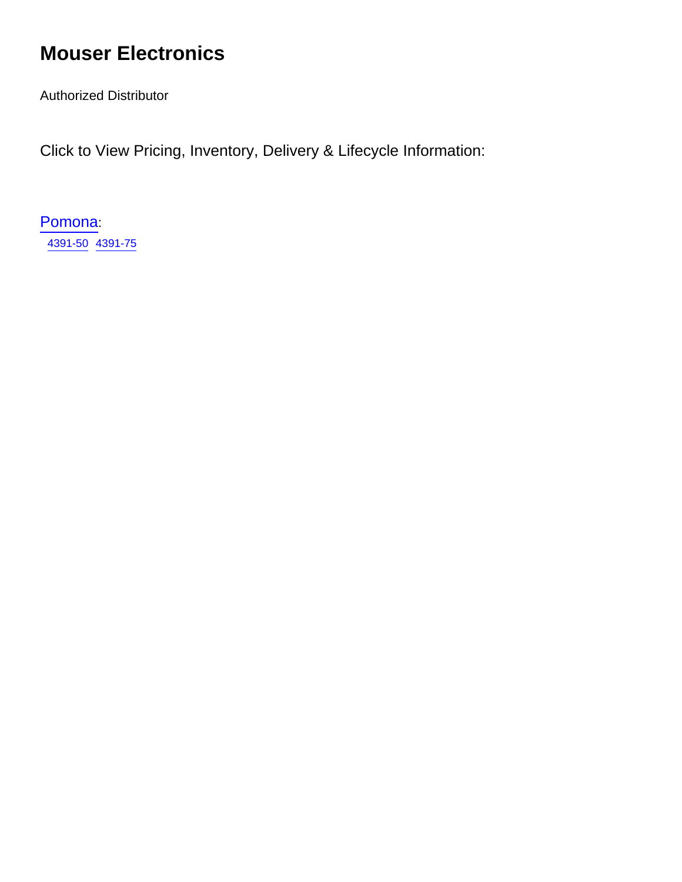# Mouser Electronics

Authorized Distributor

Click to View Pricing, Inventory, Delivery & Lifecycle Information:

Pomona:

4391-50 4391-75